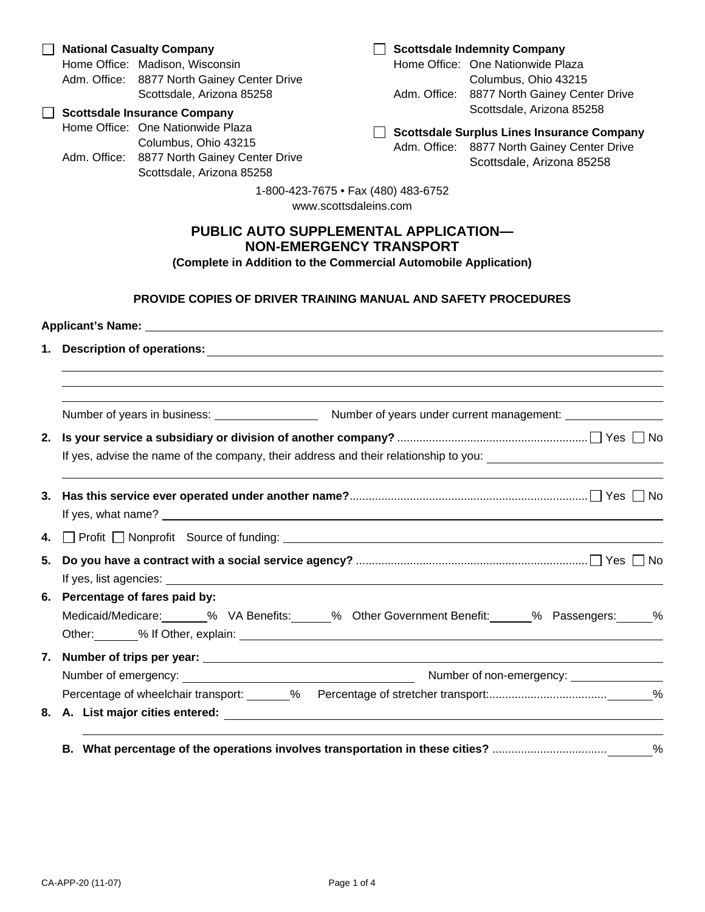☐ **National Casualty Company**
Home Office: Madison, Wisconsin
Adm. Office: 8877 North Gainey Center Drive
Scottsdale, Arizona 85258

☐ **Scottsdale Insurance Company**
Home Office: One Nationwide Plaza
Columbus, Ohio 43215
Adm. Office: 8877 North Gainey Center Drive
Scottsdale, Arizona 85258

☐ **Scottsdale Indemnity Company**
Home Office: One Nationwide Plaza
Columbus, Ohio 43215
Adm. Office: 8877 North Gainey Center Drive
Scottsdale, Arizona 85258

☐ **Scottsdale Surplus Lines Insurance Company**
Adm. Office: 8877 North Gainey Center Drive
Scottsdale, Arizona 85258

1-800-423-7675 • Fax (480) 483-6752
www.scottsdaleins.com

# PUBLIC AUTO SUPPLEMENTAL APPLICATION— NON-EMERGENCY TRANSPORT

**(Complete in Addition to the Commercial Automobile Application)**

**PROVIDE COPIES OF DRIVER TRAINING MANUAL AND SAFETY PROCEDURES**

**Applicant's Name:** ______________________________

**1. Description of operations:** ______________________________

______________________________

______________________________

______________________________

Number of years in business: ____________ Number of years under current management: ____________

**2. Is your service a subsidiary or division of another company?** .......... ☐ Yes ☐ No

If yes, advise the name of the company, their address and their relationship to you: ______________________________

______________________________

**3. Has this service ever operated under another name?** .......... ☐ Yes ☐ No

If yes, what name? ______________________________

**4.** ☐ Profit ☐ Nonprofit Source of funding: ______________________________

**5. Do you have a contract with a social service agency?** .......... ☐ Yes ☐ No

If yes, list agencies: ______________________________

**6. Percentage of fares paid by:**

Medicaid/Medicare: ______% VA Benefits: ______% Other Government Benefit: ______% Passengers: ______%

Other: ______% If Other, explain: ______________________________

**7. Number of trips per year:** ______________________________

Number of emergency: ______________ Number of non-emergency: ______________

Percentage of wheelchair transport: ______% Percentage of stretcher transport: .......... ______%

**8. A. List major cities entered:** ______________________________

______________________________

**B. What percentage of the operations involves transportation in these cities?** .......... ______%

CA-APP-20 (11-07)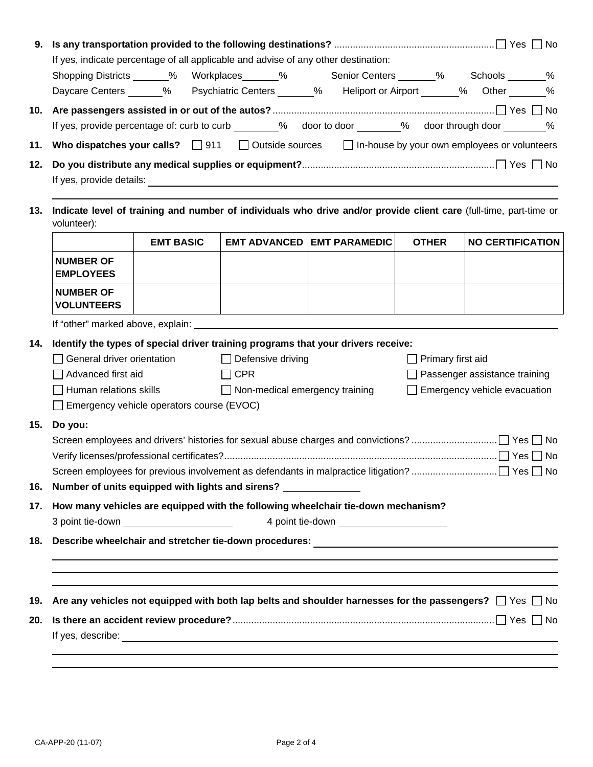**9. Is any transportation provided to the following destinations?** ☐ Yes ☐ No

If yes, indicate percentage of all applicable and advise of any other destination:

Shopping Districts ______% Workplaces ______% Senior Centers ______% Schools ______%

Daycare Centers ______% Psychiatric Centers ______% Heliport or Airport ______% Other ______%

**10. Are passengers assisted in or out of the autos?** ☐ Yes ☐ No

If yes, provide percentage of: curb to curb ______% door to door ______% door through door ______%

**11. Who dispatches your calls?** ☐ 911 ☐ Outside sources ☐ In-house by your own employees or volunteers

**12. Do you distribute any medical supplies or equipment?** ☐ Yes ☐ No

If yes, provide details: ______________________________

______________________________

**13. Indicate level of training and number of individuals who drive and/or provide client care** (full-time, part-time or volunteer):

| | EMT BASIC | EMT ADVANCED | EMT PARAMEDIC | OTHER | NO CERTIFICATION |
|---|---|---|---|---|---|
| **NUMBER OF EMPLOYEES** | | | | | |
| **NUMBER OF VOLUNTEERS** | | | | | |

If "other" marked above, explain: ______________________________

**14. Identify the types of special driver training programs that your drivers receive:**

☐ General driver orientation ☐ Defensive driving ☐ Primary first aid

☐ Advanced first aid ☐ CPR ☐ Passenger assistance training

☐ Human relations skills ☐ Non-medical emergency training ☐ Emergency vehicle evacuation

☐ Emergency vehicle operators course (EVOC)

**15. Do you:**

Screen employees and drivers' histories for sexual abuse charges and convictions? ☐ Yes ☐ No

Verify licenses/professional certificates? ☐ Yes ☐ No

Screen employees for previous involvement as defendants in malpractice litigation? ☐ Yes ☐ No

**16. Number of units equipped with lights and sirens?** ______________

**17. How many vehicles are equipped with the following wheelchair tie-down mechanism?**

3 point tie-down ______________ 4 point tie-down ______________

**18. Describe wheelchair and stretcher tie-down procedures:** ______________________________

______________________________

______________________________

______________________________

**19. Are any vehicles not equipped with both lap belts and shoulder harnesses for the passengers?** ☐ Yes ☐ No

**20. Is there an accident review procedure?** ☐ Yes ☐ No

If yes, describe: ______________________________

______________________________

______________________________

CA-APP-20 (11-07)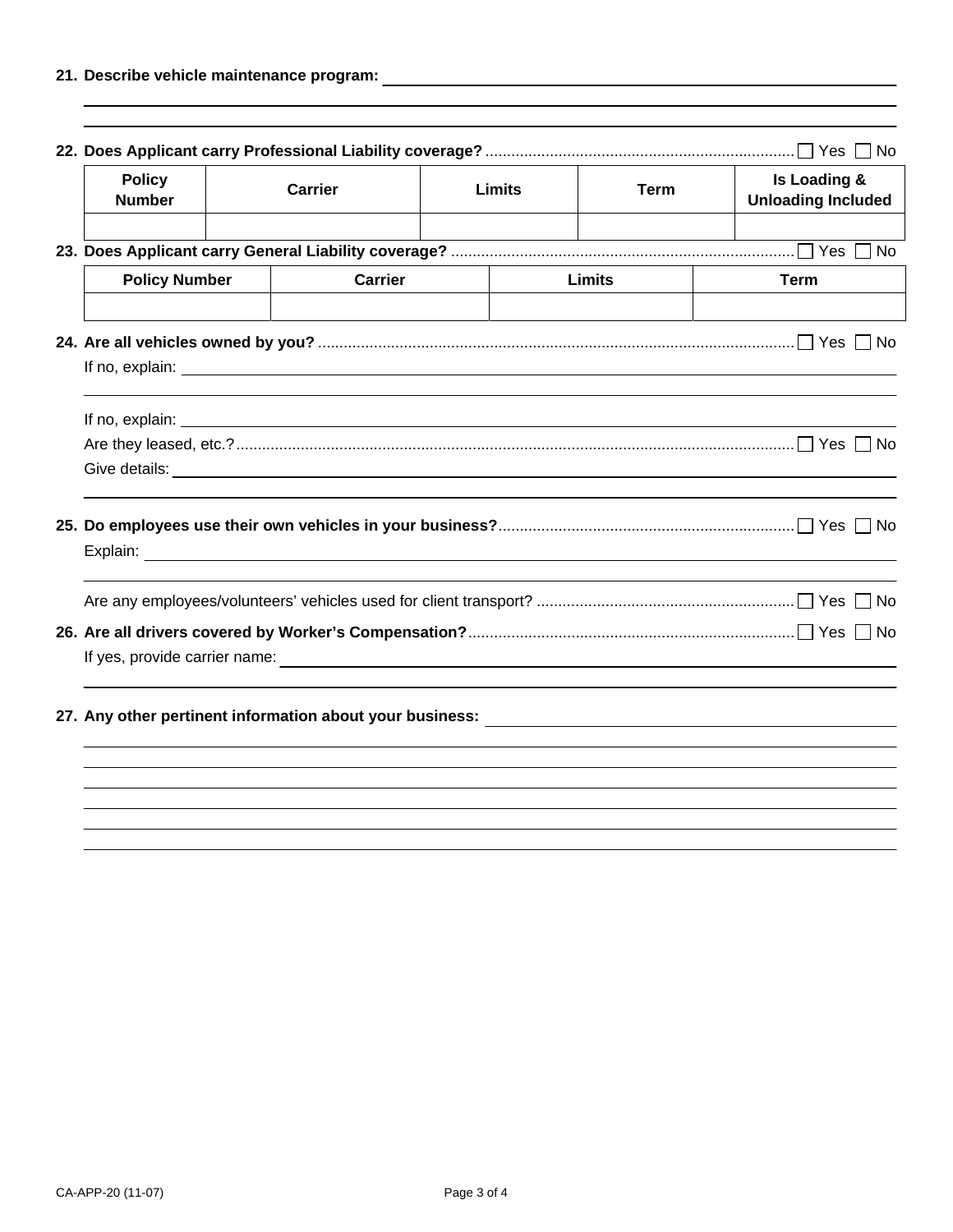**21. Describe vehicle maintenance program:** \_\_\_\_\_\_\_\_\_\_\_\_\_\_\_\_\_\_\_\_\_\_\_\_\_\_\_\_\_\_\_\_\_\_\_\_\_\_\_\_

\_\_\_\_\_\_\_\_\_\_\_\_\_\_\_\_\_\_\_\_\_\_\_\_\_\_\_\_\_\_\_\_\_\_\_\_\_\_\_\_\_\_\_\_\_\_\_\_\_\_\_\_\_\_\_\_\_\_\_\_\_\_\_\_\_\_\_\_\_\_\_\_\_\_\_\_

\_\_\_\_\_\_\_\_\_\_\_\_\_\_\_\_\_\_\_\_\_\_\_\_\_\_\_\_\_\_\_\_\_\_\_\_\_\_\_\_\_\_\_\_\_\_\_\_\_\_\_\_\_\_\_\_\_\_\_\_\_\_\_\_\_\_\_\_\_\_\_\_\_\_\_\_

**22. Does Applicant carry Professional Liability coverage?** ........................................................................ ☐ Yes ☐ No

| Policy Number | Carrier | Limits | Term | Is Loading & Unloading Included |
|---|---|---|---|---|
| | | | | |

**23. Does Applicant carry General Liability coverage?** ................................................................................ ☐ Yes ☐ No

| Policy Number | Carrier | Limits | Term |
|---|---|---|---|
| | | | |

**24. Are all vehicles owned by you?** ............................................................................................................ ☐ Yes ☐ No

If no, explain: \_\_\_\_\_\_\_\_\_\_\_\_\_\_\_\_\_\_\_\_\_\_\_\_\_\_\_\_\_\_\_\_\_\_\_\_\_\_\_\_\_\_\_\_\_\_\_\_\_\_\_\_\_\_\_\_\_\_\_\_\_\_\_\_

\_\_\_\_\_\_\_\_\_\_\_\_\_\_\_\_\_\_\_\_\_\_\_\_\_\_\_\_\_\_\_\_\_\_\_\_\_\_\_\_\_\_\_\_\_\_\_\_\_\_\_\_\_\_\_\_\_\_\_\_\_\_\_\_\_\_\_\_\_\_\_\_\_\_\_\_

If no, explain: \_\_\_\_\_\_\_\_\_\_\_\_\_\_\_\_\_\_\_\_\_\_\_\_\_\_\_\_\_\_\_\_\_\_\_\_\_\_\_\_\_\_\_\_\_\_\_\_\_\_\_\_\_\_\_\_\_\_\_\_\_\_\_\_

Are they leased, etc.? ................................................................................................................................ ☐ Yes ☐ No

Give details: \_\_\_\_\_\_\_\_\_\_\_\_\_\_\_\_\_\_\_\_\_\_\_\_\_\_\_\_\_\_\_\_\_\_\_\_\_\_\_\_\_\_\_\_\_\_\_\_\_\_\_\_\_\_\_\_\_\_\_\_\_\_\_\_\_

\_\_\_\_\_\_\_\_\_\_\_\_\_\_\_\_\_\_\_\_\_\_\_\_\_\_\_\_\_\_\_\_\_\_\_\_\_\_\_\_\_\_\_\_\_\_\_\_\_\_\_\_\_\_\_\_\_\_\_\_\_\_\_\_\_\_\_\_\_\_\_\_\_\_\_\_

**25. Do employees use their own vehicles in your business?** ..................................................................... ☐ Yes ☐ No

Explain: \_\_\_\_\_\_\_\_\_\_\_\_\_\_\_\_\_\_\_\_\_\_\_\_\_\_\_\_\_\_\_\_\_\_\_\_\_\_\_\_\_\_\_\_\_\_\_\_\_\_\_\_\_\_\_\_\_\_\_\_\_\_\_\_\_\_\_\_\_

\_\_\_\_\_\_\_\_\_\_\_\_\_\_\_\_\_\_\_\_\_\_\_\_\_\_\_\_\_\_\_\_\_\_\_\_\_\_\_\_\_\_\_\_\_\_\_\_\_\_\_\_\_\_\_\_\_\_\_\_\_\_\_\_\_\_\_\_\_\_\_\_\_\_\_\_

Are any employees/volunteers' vehicles used for client transport? ............................................................ ☐ Yes ☐ No

**26. Are all drivers covered by Worker's Compensation?** ........................................................................... ☐ Yes ☐ No

If yes, provide carrier name: \_\_\_\_\_\_\_\_\_\_\_\_\_\_\_\_\_\_\_\_\_\_\_\_\_\_\_\_\_\_\_\_\_\_\_\_\_\_\_\_\_\_\_\_\_\_\_\_\_\_\_\_\_

\_\_\_\_\_\_\_\_\_\_\_\_\_\_\_\_\_\_\_\_\_\_\_\_\_\_\_\_\_\_\_\_\_\_\_\_\_\_\_\_\_\_\_\_\_\_\_\_\_\_\_\_\_\_\_\_\_\_\_\_\_\_\_\_\_\_\_\_\_\_\_\_\_\_\_\_

**27. Any other pertinent information about your business:** \_\_\_\_\_\_\_\_\_\_\_\_\_\_\_\_\_\_\_\_\_\_\_\_\_\_\_\_\_\_\_\_\_\_\_\_\_\_

\_\_\_\_\_\_\_\_\_\_\_\_\_\_\_\_\_\_\_\_\_\_\_\_\_\_\_\_\_\_\_\_\_\_\_\_\_\_\_\_\_\_\_\_\_\_\_\_\_\_\_\_\_\_\_\_\_\_\_\_\_\_\_\_\_\_\_\_\_\_\_\_\_\_\_\_

\_\_\_\_\_\_\_\_\_\_\_\_\_\_\_\_\_\_\_\_\_\_\_\_\_\_\_\_\_\_\_\_\_\_\_\_\_\_\_\_\_\_\_\_\_\_\_\_\_\_\_\_\_\_\_\_\_\_\_\_\_\_\_\_\_\_\_\_\_\_\_\_\_\_\_\_

\_\_\_\_\_\_\_\_\_\_\_\_\_\_\_\_\_\_\_\_\_\_\_\_\_\_\_\_\_\_\_\_\_\_\_\_\_\_\_\_\_\_\_\_\_\_\_\_\_\_\_\_\_\_\_\_\_\_\_\_\_\_\_\_\_\_\_\_\_\_\_\_\_\_\_\_

\_\_\_\_\_\_\_\_\_\_\_\_\_\_\_\_\_\_\_\_\_\_\_\_\_\_\_\_\_\_\_\_\_\_\_\_\_\_\_\_\_\_\_\_\_\_\_\_\_\_\_\_\_\_\_\_\_\_\_\_\_\_\_\_\_\_\_\_\_\_\_\_\_\_\_\_

\_\_\_\_\_\_\_\_\_\_\_\_\_\_\_\_\_\_\_\_\_\_\_\_\_\_\_\_\_\_\_\_\_\_\_\_\_\_\_\_\_\_\_\_\_\_\_\_\_\_\_\_\_\_\_\_\_\_\_\_\_\_\_\_\_\_\_\_\_\_\_\_\_\_\_\_

\_\_\_\_\_\_\_\_\_\_\_\_\_\_\_\_\_\_\_\_\_\_\_\_\_\_\_\_\_\_\_\_\_\_\_\_\_\_\_\_\_\_\_\_\_\_\_\_\_\_\_\_\_\_\_\_\_\_\_\_\_\_\_\_\_\_\_\_\_\_\_\_\_\_\_\_

CA-APP-20 (11-07)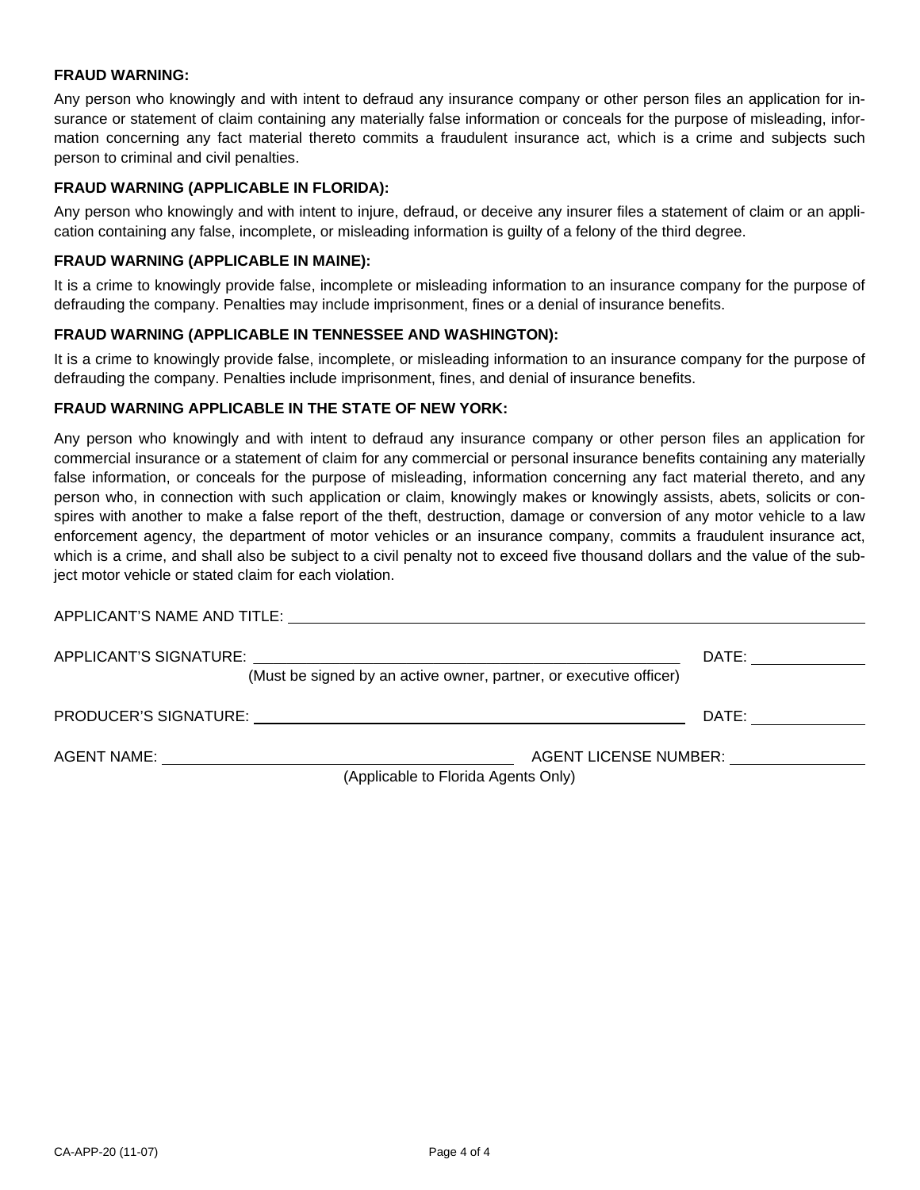**FRAUD WARNING:**

Any person who knowingly and with intent to defraud any insurance company or other person files an application for insurance or statement of claim containing any materially false information or conceals for the purpose of misleading, information concerning any fact material thereto commits a fraudulent insurance act, which is a crime and subjects such person to criminal and civil penalties.

**FRAUD WARNING (APPLICABLE IN FLORIDA):**

Any person who knowingly and with intent to injure, defraud, or deceive any insurer files a statement of claim or an application containing any false, incomplete, or misleading information is guilty of a felony of the third degree.

**FRAUD WARNING (APPLICABLE IN MAINE):**

It is a crime to knowingly provide false, incomplete or misleading information to an insurance company for the purpose of defrauding the company. Penalties may include imprisonment, fines or a denial of insurance benefits.

**FRAUD WARNING (APPLICABLE IN TENNESSEE AND WASHINGTON):**

It is a crime to knowingly provide false, incomplete, or misleading information to an insurance company for the purpose of defrauding the company. Penalties include imprisonment, fines, and denial of insurance benefits.

**FRAUD WARNING APPLICABLE IN THE STATE OF NEW YORK:**

Any person who knowingly and with intent to defraud any insurance company or other person files an application for commercial insurance or a statement of claim for any commercial or personal insurance benefits containing any materially false information, or conceals for the purpose of misleading, information concerning any fact material thereto, and any person who, in connection with such application or claim, knowingly makes or knowingly assists, abets, solicits or conspires with another to make a false report of the theft, destruction, damage or conversion of any motor vehicle to a law enforcement agency, the department of motor vehicles or an insurance company, commits a fraudulent insurance act, which is a crime, and shall also be subject to a civil penalty not to exceed five thousand dollars and the value of the subject motor vehicle or stated claim for each violation.

APPLICANT'S NAME AND TITLE: ______________________________

APPLICANT'S SIGNATURE: ______________________________ DATE: __________
(Must be signed by an active owner, partner, or executive officer)

PRODUCER'S SIGNATURE: ______________________________ DATE: __________

AGENT NAME: ______________________________ AGENT LICENSE NUMBER: __________
(Applicable to Florida Agents Only)

CA-APP-20 (11-07)